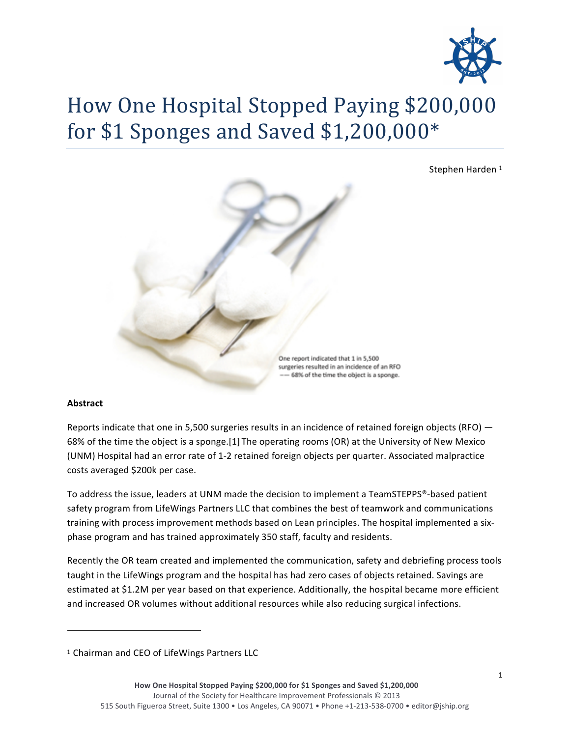# How One Hospital Stopped Paying $200,000 for $1 Sponges and Saved $1,200,000*

Stephen Harden [1]

One report indicated that 1 in 5,500 surgeries resulted in an incidence of an RFO —— 68% of the time the object is a sponge.

**Abstract**

Reports indicate that one in 5,500 surgeries results in an incidence of retained foreign objects (RFO) — 68% of the time the object is a sponge.[1] The operating rooms (OR) at the University of New Mexico (UNM) Hospital had an error rate of 1-2 retained foreign objects per quarter. Associated malpractice costs averaged $200k per case.

To address the issue, leaders at UNM made the decision to implement a TeamSTEPPS®-based patient safety program from LifeWings Partners LLC that combines the best of teamwork and communications training with process improvement methods based on Lean principles. The hospital implemented a six-phase program and has trained approximately 350 staff, faculty and residents.

Recently the OR team created and implemented the communication, safety and debriefing process tools taught in the LifeWings program and the hospital has had zero cases of objects retained. Savings are estimated at $1.2M per year based on that experience. Additionally, the hospital became more efficient and increased OR volumes without additional resources while also reducing surgical infections.

---

[1] Chairman and CEO of LifeWings Partners LLC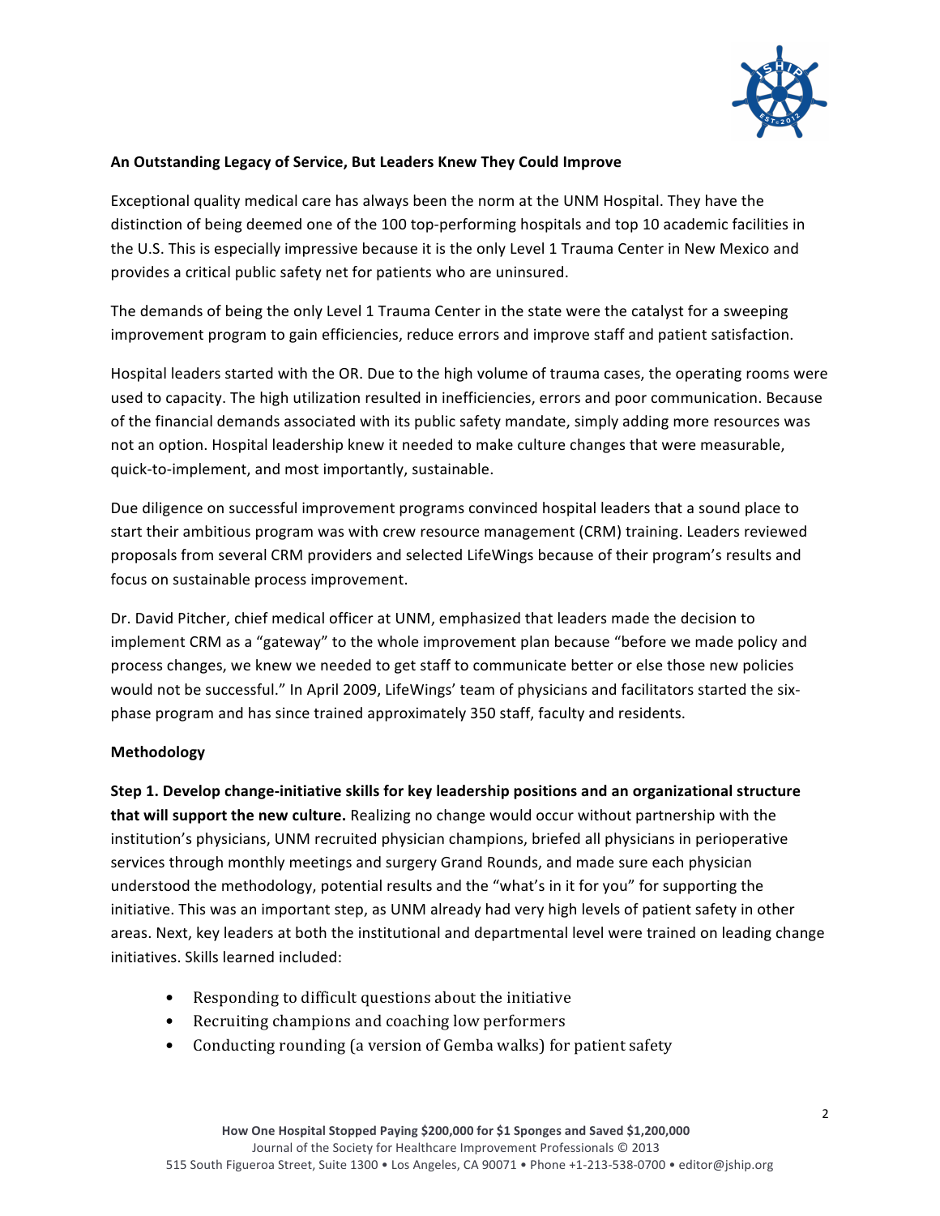## An Outstanding Legacy of Service, But Leaders Knew They Could Improve

Exceptional quality medical care has always been the norm at the UNM Hospital. They have the distinction of being deemed one of the 100 top-performing hospitals and top 10 academic facilities in the U.S. This is especially impressive because it is the only Level 1 Trauma Center in New Mexico and provides a critical public safety net for patients who are uninsured.

The demands of being the only Level 1 Trauma Center in the state were the catalyst for a sweeping improvement program to gain efficiencies, reduce errors and improve staff and patient satisfaction.

Hospital leaders started with the OR. Due to the high volume of trauma cases, the operating rooms were used to capacity. The high utilization resulted in inefficiencies, errors and poor communication. Because of the financial demands associated with its public safety mandate, simply adding more resources was not an option. Hospital leadership knew it needed to make culture changes that were measurable, quick-to-implement, and most importantly, sustainable.

Due diligence on successful improvement programs convinced hospital leaders that a sound place to start their ambitious program was with crew resource management (CRM) training. Leaders reviewed proposals from several CRM providers and selected LifeWings because of their program's results and focus on sustainable process improvement.

Dr. David Pitcher, chief medical officer at UNM, emphasized that leaders made the decision to implement CRM as a "gateway" to the whole improvement plan because "before we made policy and process changes, we knew we needed to get staff to communicate better or else those new policies would not be successful." In April 2009, LifeWings' team of physicians and facilitators started the six-phase program and has since trained approximately 350 staff, faculty and residents.

## Methodology

**Step 1. Develop change-initiative skills for key leadership positions and an organizational structure that will support the new culture.** Realizing no change would occur without partnership with the institution's physicians, UNM recruited physician champions, briefed all physicians in perioperative services through monthly meetings and surgery Grand Rounds, and made sure each physician understood the methodology, potential results and the "what's in it for you" for supporting the initiative. This was an important step, as UNM already had very high levels of patient safety in other areas. Next, key leaders at both the institutional and departmental level were trained on leading change initiatives. Skills learned included:

- Responding to difficult questions about the initiative
- Recruiting champions and coaching low performers
- Conducting rounding (a version of Gemba walks) for patient safety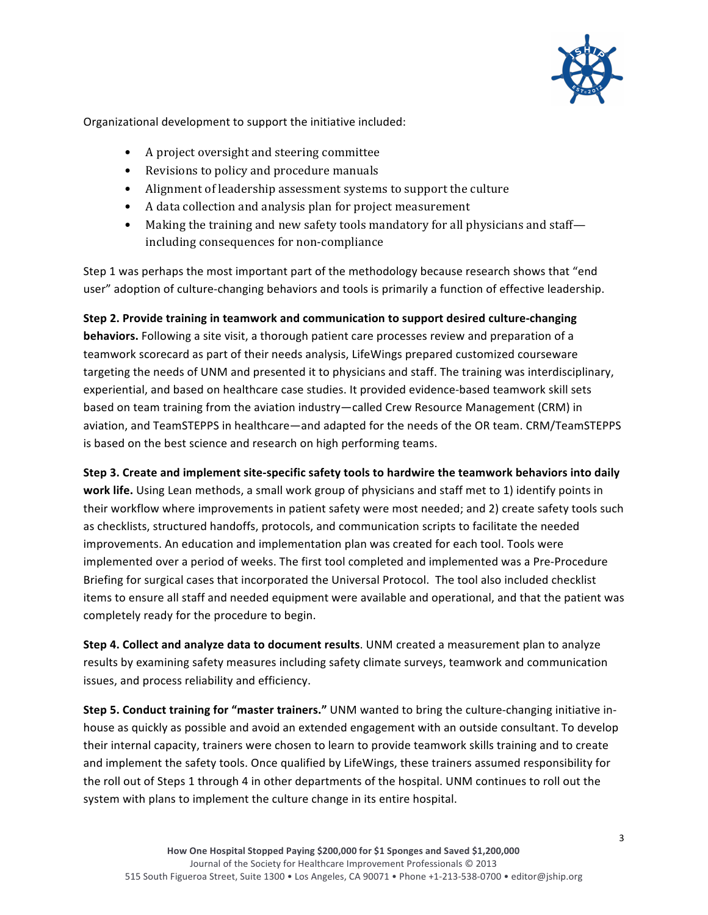Organizational development to support the initiative included:

- A project oversight and steering committee
- Revisions to policy and procedure manuals
- Alignment of leadership assessment systems to support the culture
- A data collection and analysis plan for project measurement
- Making the training and new safety tools mandatory for all physicians and staff—including consequences for non-compliance

Step 1 was perhaps the most important part of the methodology because research shows that "end user" adoption of culture-changing behaviors and tools is primarily a function of effective leadership.

**Step 2. Provide training in teamwork and communication to support desired culture-changing behaviors.** Following a site visit, a thorough patient care processes review and preparation of a teamwork scorecard as part of their needs analysis, LifeWings prepared customized courseware targeting the needs of UNM and presented it to physicians and staff. The training was interdisciplinary, experiential, and based on healthcare case studies. It provided evidence-based teamwork skill sets based on team training from the aviation industry—called Crew Resource Management (CRM) in aviation, and TeamSTEPPS in healthcare—and adapted for the needs of the OR team. CRM/TeamSTEPPS is based on the best science and research on high performing teams.

**Step 3. Create and implement site-specific safety tools to hardwire the teamwork behaviors into daily work life.** Using Lean methods, a small work group of physicians and staff met to 1) identify points in their workflow where improvements in patient safety were most needed; and 2) create safety tools such as checklists, structured handoffs, protocols, and communication scripts to facilitate the needed improvements. An education and implementation plan was created for each tool. Tools were implemented over a period of weeks. The first tool completed and implemented was a Pre-Procedure Briefing for surgical cases that incorporated the Universal Protocol. The tool also included checklist items to ensure all staff and needed equipment were available and operational, and that the patient was completely ready for the procedure to begin.

**Step 4. Collect and analyze data to document results**. UNM created a measurement plan to analyze results by examining safety measures including safety climate surveys, teamwork and communication issues, and process reliability and efficiency.

**Step 5. Conduct training for "master trainers."** UNM wanted to bring the culture-changing initiative in-house as quickly as possible and avoid an extended engagement with an outside consultant. To develop their internal capacity, trainers were chosen to learn to provide teamwork skills training and to create and implement the safety tools. Once qualified by LifeWings, these trainers assumed responsibility for the roll out of Steps 1 through 4 in other departments of the hospital. UNM continues to roll out the system with plans to implement the culture change in its entire hospital.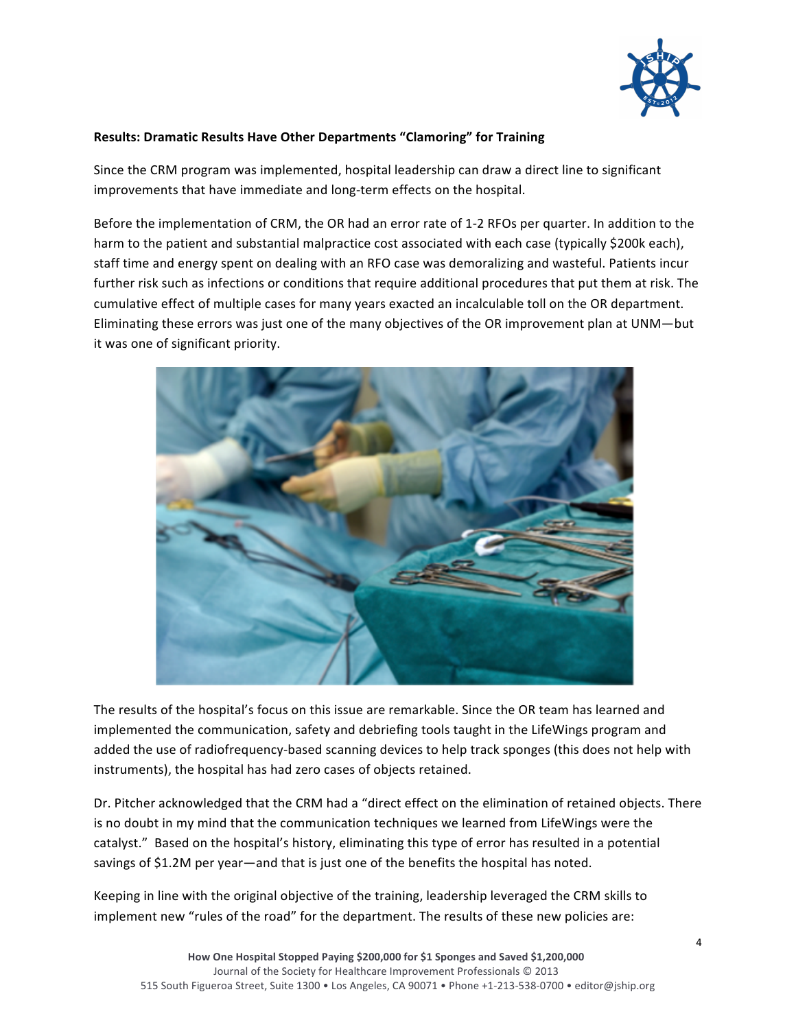**Results: Dramatic Results Have Other Departments "Clamoring" for Training**

Since the CRM program was implemented, hospital leadership can draw a direct line to significant improvements that have immediate and long-term effects on the hospital.

Before the implementation of CRM, the OR had an error rate of 1-2 RFOs per quarter. In addition to the harm to the patient and substantial malpractice cost associated with each case (typically $200k each), staff time and energy spent on dealing with an RFO case was demoralizing and wasteful. Patients incur further risk such as infections or conditions that require additional procedures that put them at risk. The cumulative effect of multiple cases for many years exacted an incalculable toll on the OR department. Eliminating these errors was just one of the many objectives of the OR improvement plan at UNM—but it was one of significant priority.

The results of the hospital's focus on this issue are remarkable. Since the OR team has learned and implemented the communication, safety and debriefing tools taught in the LifeWings program and added the use of radiofrequency-based scanning devices to help track sponges (this does not help with instruments), the hospital has had zero cases of objects retained.

Dr. Pitcher acknowledged that the CRM had a "direct effect on the elimination of retained objects. There is no doubt in my mind that the communication techniques we learned from LifeWings were the catalyst." Based on the hospital's history, eliminating this type of error has resulted in a potential savings of $1.2M per year—and that is just one of the benefits the hospital has noted.

Keeping in line with the original objective of the training, leadership leveraged the CRM skills to implement new "rules of the road" for the department. The results of these new policies are: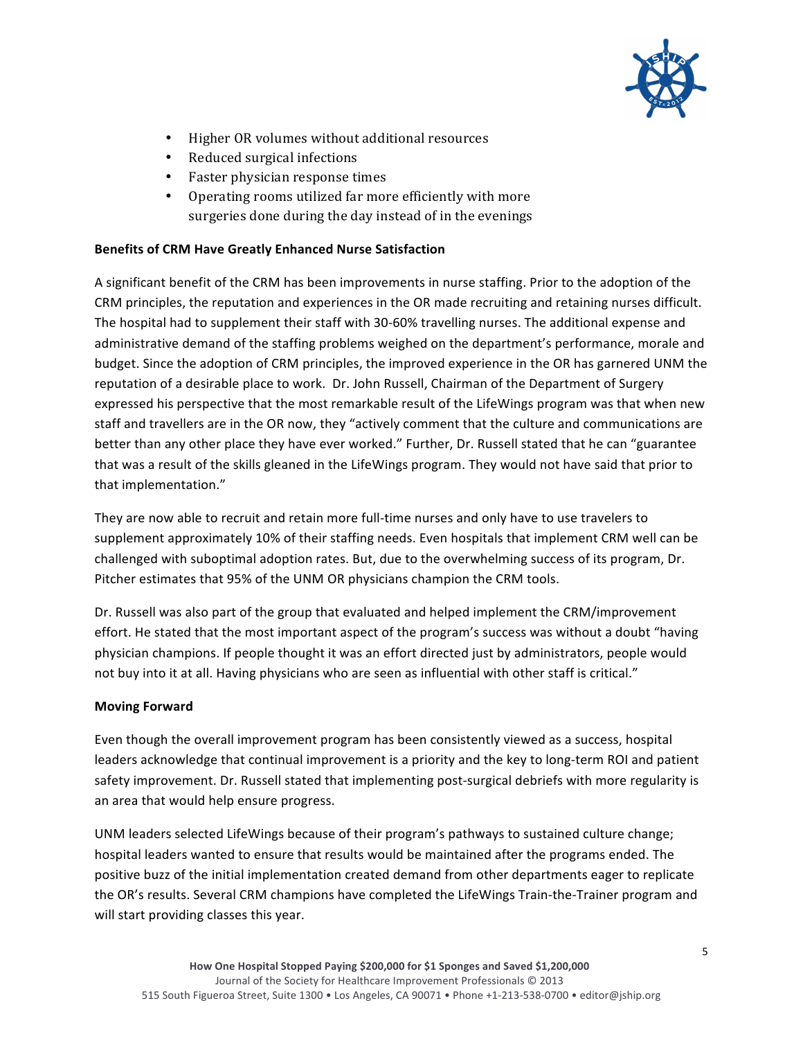- Higher OR volumes without additional resources
- Reduced surgical infections
- Faster physician response times
- Operating rooms utilized far more efficiently with more surgeries done during the day instead of in the evenings

**Benefits of CRM Have Greatly Enhanced Nurse Satisfaction**

A significant benefit of the CRM has been improvements in nurse staffing. Prior to the adoption of the CRM principles, the reputation and experiences in the OR made recruiting and retaining nurses difficult. The hospital had to supplement their staff with 30-60% travelling nurses. The additional expense and administrative demand of the staffing problems weighed on the department's performance, morale and budget. Since the adoption of CRM principles, the improved experience in the OR has garnered UNM the reputation of a desirable place to work. Dr. John Russell, Chairman of the Department of Surgery expressed his perspective that the most remarkable result of the LifeWings program was that when new staff and travellers are in the OR now, they "actively comment that the culture and communications are better than any other place they have ever worked." Further, Dr. Russell stated that he can "guarantee that was a result of the skills gleaned in the LifeWings program. They would not have said that prior to that implementation."

They are now able to recruit and retain more full-time nurses and only have to use travelers to supplement approximately 10% of their staffing needs. Even hospitals that implement CRM well can be challenged with suboptimal adoption rates. But, due to the overwhelming success of its program, Dr. Pitcher estimates that 95% of the UNM OR physicians champion the CRM tools.

Dr. Russell was also part of the group that evaluated and helped implement the CRM/improvement effort. He stated that the most important aspect of the program's success was without a doubt "having physician champions. If people thought it was an effort directed just by administrators, people would not buy into it at all. Having physicians who are seen as influential with other staff is critical."

**Moving Forward**

Even though the overall improvement program has been consistently viewed as a success, hospital leaders acknowledge that continual improvement is a priority and the key to long-term ROI and patient safety improvement. Dr. Russell stated that implementing post-surgical debriefs with more regularity is an area that would help ensure progress.

UNM leaders selected LifeWings because of their program's pathways to sustained culture change; hospital leaders wanted to ensure that results would be maintained after the programs ended. The positive buzz of the initial implementation created demand from other departments eager to replicate the OR's results. Several CRM champions have completed the LifeWings Train-the-Trainer program and will start providing classes this year.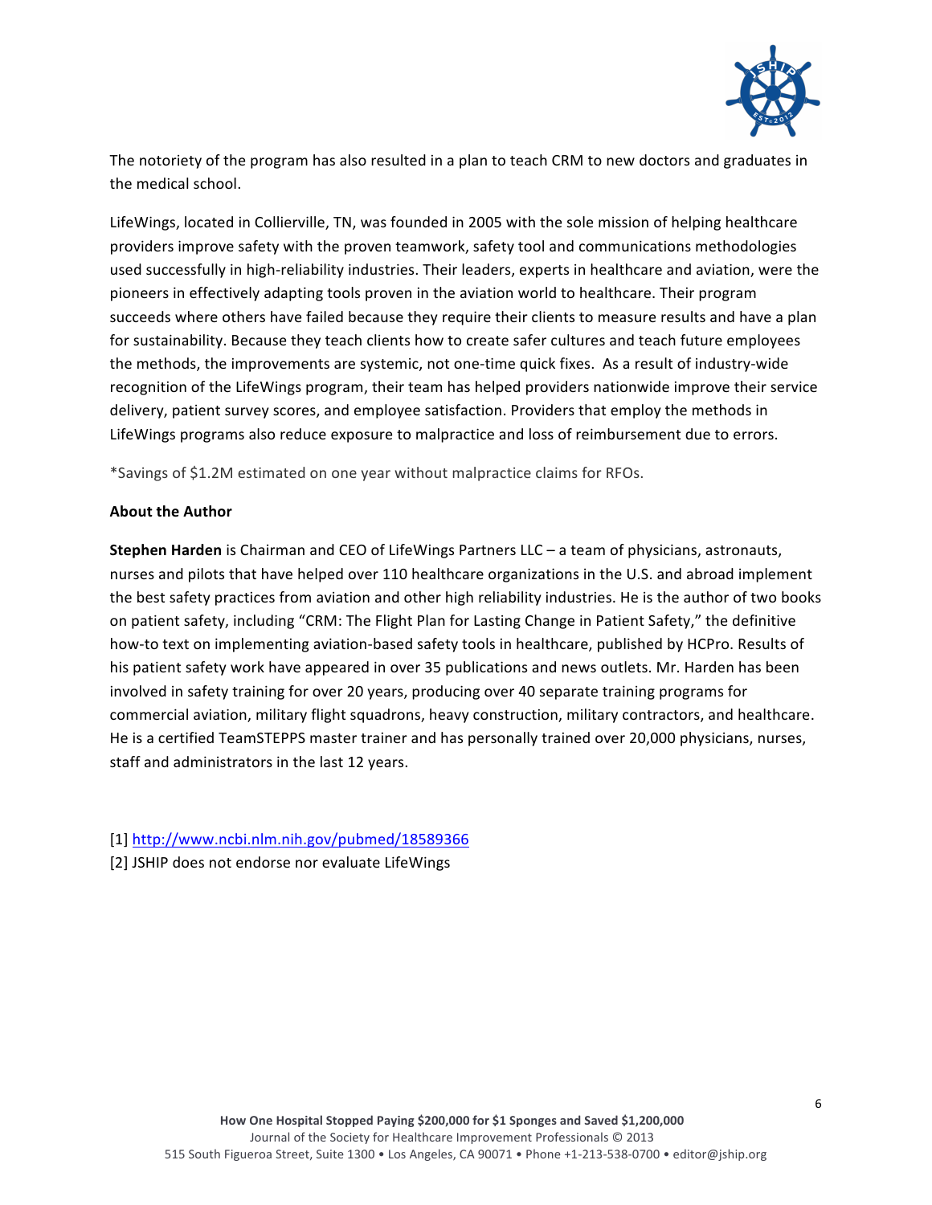The notoriety of the program has also resulted in a plan to teach CRM to new doctors and graduates in the medical school.

LifeWings, located in Collierville, TN, was founded in 2005 with the sole mission of helping healthcare providers improve safety with the proven teamwork, safety tool and communications methodologies used successfully in high-reliability industries. Their leaders, experts in healthcare and aviation, were the pioneers in effectively adapting tools proven in the aviation world to healthcare. Their program succeeds where others have failed because they require their clients to measure results and have a plan for sustainability. Because they teach clients how to create safer cultures and teach future employees the methods, the improvements are systemic, not one-time quick fixes. As a result of industry-wide recognition of the LifeWings program, their team has helped providers nationwide improve their service delivery, patient survey scores, and employee satisfaction. Providers that employ the methods in LifeWings programs also reduce exposure to malpractice and loss of reimbursement due to errors.

*Savings of $1.2M estimated on one year without malpractice claims for RFOs.

**About the Author**

**Stephen Harden** is Chairman and CEO of LifeWings Partners LLC – a team of physicians, astronauts, nurses and pilots that have helped over 110 healthcare organizations in the U.S. and abroad implement the best safety practices from aviation and other high reliability industries. He is the author of two books on patient safety, including "CRM: The Flight Plan for Lasting Change in Patient Safety," the definitive how-to text on implementing aviation-based safety tools in healthcare, published by HCPro. Results of his patient safety work have appeared in over 35 publications and news outlets. Mr. Harden has been involved in safety training for over 20 years, producing over 40 separate training programs for commercial aviation, military flight squadrons, heavy construction, military contractors, and healthcare. He is a certified TeamSTEPPS master trainer and has personally trained over 20,000 physicians, nurses, staff and administrators in the last 12 years.

[1] http://www.ncbi.nlm.nih.gov/pubmed/18589366

[2] JSHIP does not endorse nor evaluate LifeWings